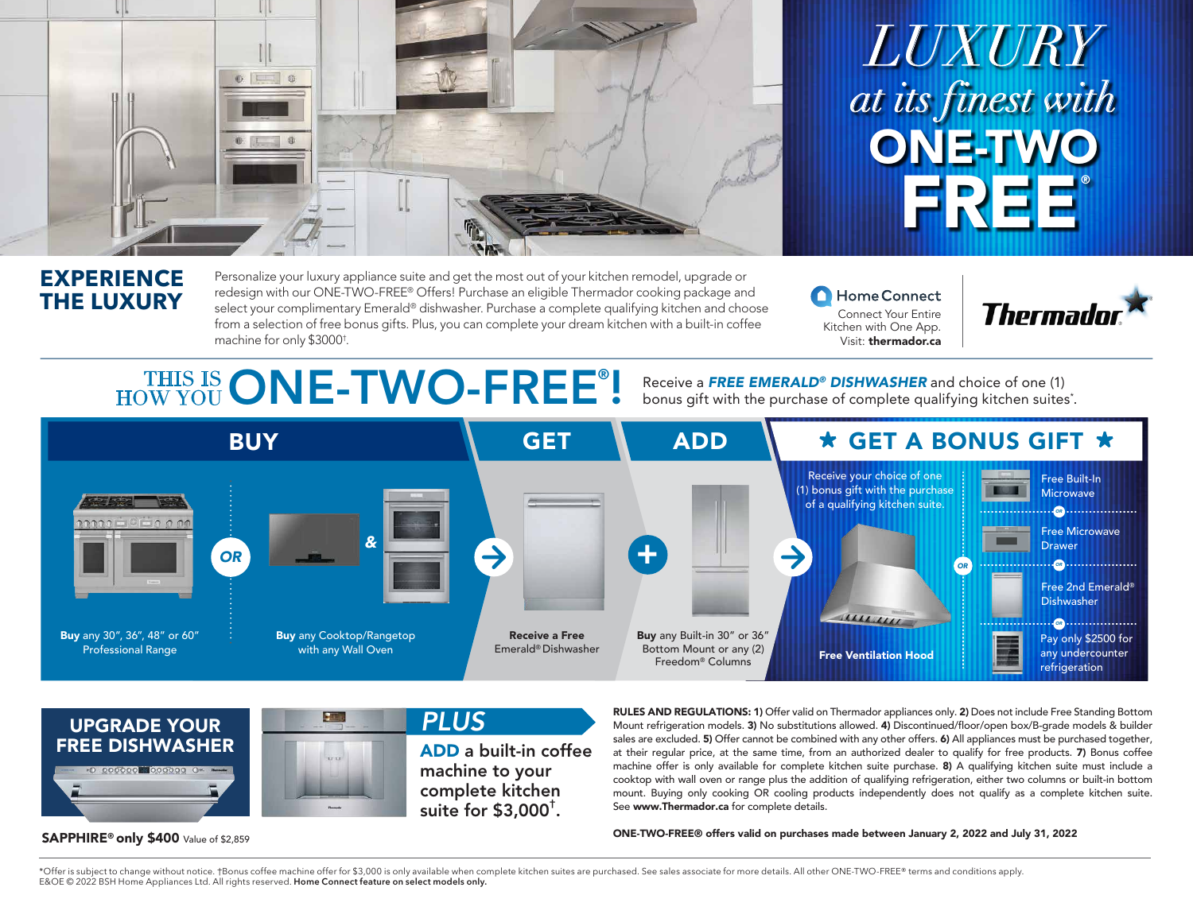# LUXURY at its finest with ONE-TWO FREE®

## EXPERIENCE THE LUXURY

Personalize your luxury appliance suite and get the most out of your kitchen remodel, upgrade or redesign with our ONE-TWO-FREE® Offers! Purchase an eligible Thermador cooking package and select your complimentary Emerald® dishwasher. Purchase a complete qualifying kitchen and choose from a selection of free bonus gifts. Plus, you can complete your dream kitchen with a built-in coffee machine for only $3000†.

Home Connect
Connect Your Entire Kitchen with One App.
Visit: **thermador.ca**

Thermador

## THIS IS HOW YOU ONE-TWO-FREE®!

Receive a ***FREE EMERALD® DISHWASHER*** and choice of one (1) bonus gift with the purchase of complete qualifying kitchen suites*.

### BUY

**Buy** any 30", 36", 48" or 60" Professional Range

OR

**Buy** any Cooktop/Rangetop with any Wall Oven

### GET

**Receive a Free** Emerald® Dishwasher

### ADD

**Buy** any Built-in 30" or 36" Bottom Mount or any (2) Freedom® Columns

### ★ GET A BONUS GIFT ★

Receive your choice of one (1) bonus gift with the purchase of a qualifying kitchen suite.

- **Free Ventilation Hood**

OR

- Free Built-In Microwave
- OR Free Microwave Drawer
- OR Free 2nd Emerald® Dishwasher
- OR Pay only $2500 for any undercounter refrigeration

## UPGRADE YOUR FREE DISHWASHER

**SAPPHIRE® only $400** Value of $2,859

## PLUS

**ADD** a built-in coffee machine to your complete kitchen suite for $3,000†.

**RULES AND REGULATIONS: 1)** Offer valid on Thermador appliances only. **2)** Does not include Free Standing Bottom Mount refrigeration models. **3)** No substitutions allowed. **4)** Discontinued/floor/open box/B-grade models & builder sales are excluded. **5)** Offer cannot be combined with any other offers. **6)** All appliances must be purchased together, at their regular price, at the same time, from an authorized dealer to qualify for free products. **7)** Bonus coffee machine offer is only available for complete kitchen suite purchase. **8)** A qualifying kitchen suite must include a cooktop with wall oven or range plus the addition of qualifying refrigeration, either two columns or built-in bottom mount. Buying only cooking OR cooling products independently does not qualify as a complete kitchen suite. See **www.Thermador.ca** for complete details.

**ONE-TWO-FREE® offers valid on purchases made between January 2, 2022 and July 31, 2022**

*Offer is subject to change without notice. †Bonus coffee machine offer for $3,000 is only available when complete kitchen suites are purchased. See sales associate for more details. All other ONE-TWO-FREE® terms and conditions apply.
E&OE © 2022 BSH Home Appliances Ltd. All rights reserved. **Home Connect feature on select models only.**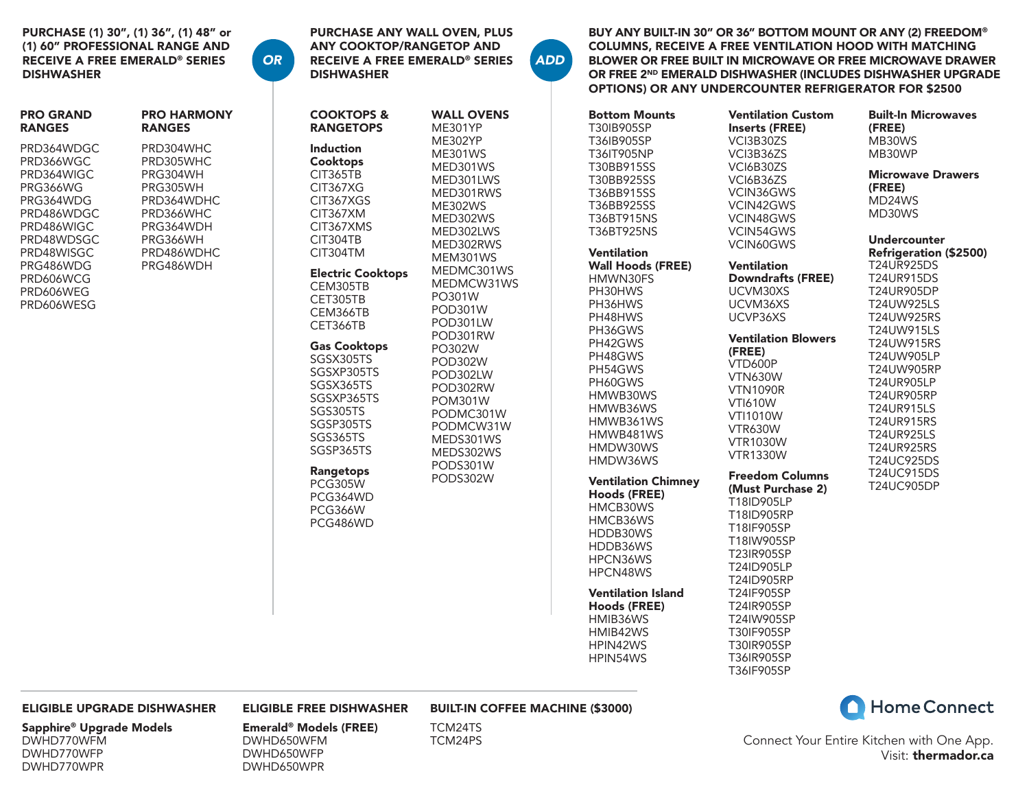**PURCHASE (1) 30", (1) 36", (1) 48" or (1) 60" PROFESSIONAL RANGE AND RECEIVE A FREE EMERALD® SERIES DISHWASHER**

### PRO GRAND RANGES

PRD364WDGC
PRD366WGC
PRD364WIGC
PRG366WG
PRG364WDG
PRD486WDGC
PRD486WIGC
PRD48WDSGC
PRD48WISGC
PRG486WDG
PRD606WCG
PRD606WEG
PRD606WESG

### PRO HARMONY RANGES

PRD304WHC
PRD305WHC
PRG304WH
PRG305WH
PRD364WDHC
PRD366WHC
PRG364WDH
PRG366WH
PRD486WDHC
PRG486WDH

**OR**

**PURCHASE ANY WALL OVEN, PLUS ANY COOKTOP/RANGETOP AND RECEIVE A FREE EMERALD® SERIES DISHWASHER**

### COOKTOPS & RANGETOPS

**Induction Cooktops**
CIT365TB
CIT367XG
CIT367XGS
CIT367XM
CIT367XMS
CIT304TB
CIT304TM

**Electric Cooktops**
CEM305TB
CET305TB
CEM366TB
CET366TB

**Gas Cooktops**
SGSX305TS
SGSXP305TS
SGSX365TS
SGSXP365TS
SGS305TS
SGSP305TS
SGS365TS
SGSP365TS

**Rangetops**
PCG305W
PCG364WD
PCG366W
PCG486WD

### WALL OVENS

ME301YP
ME302YP
ME301WS
MED301WS
MED301LWS
MED301RWS
ME302WS
MED302WS
MED302LWS
MED302RWS
MEM301WS
MEDMC301WS
MEDMCW31WS
PO301W
POD301W
POD301LW
POD301RW
PO302W
POD302W
POD302LW
POD302RW
POM301W
PODMC301W
PODMCW31W
MEDS301WS
MEDS302WS
PODS301W
PODS302W

**ADD**

**BUY ANY BUILT-IN 30" OR 36" BOTTOM MOUNT OR ANY (2) FREEDOM® COLUMNS, RECEIVE A FREE VENTILATION HOOD WITH MATCHING BLOWER OR FREE BUILT IN MICROWAVE OR FREE MICROWAVE DRAWER OR FREE 2ND EMERALD DISHWASHER (INCLUDES DISHWASHER UPGRADE OPTIONS) OR ANY UNDERCOUNTER REFRIGERATOR FOR $2500**

**Bottom Mounts**
T30IB905SP
T36IB905SP
T36IT905NP
T30BB915SS
T30BB925SS
T36BB915SS
T36BB925SS
T36BT915NS
T36BT925NS

**Ventilation Wall Hoods (FREE)**
HMWN30FS
PH30HWS
PH36HWS
PH48HWS
PH36GWS
PH42GWS
PH48GWS
PH54GWS
PH60GWS
HMWB30WS
HMWB36WS
HMWB361WS
HMWB481WS
HMDW30WS
HMDW36WS

**Ventilation Chimney Hoods (FREE)**
HMCB30WS
HMCB36WS
HDDB30WS
HDDB36WS
HPCN36WS
HPCN48WS

**Ventilation Island Hoods (FREE)**
HMIB36WS
HMIB42WS
HPIN42WS
HPIN54WS

**Ventilation Custom Inserts (FREE)**
VCI3B30ZS
VCI3B36ZS
VCI6B30ZS
VCI6B36ZS
VCIN36GWS
VCIN42GWS
VCIN48GWS
VCIN54GWS
VCIN60GWS

**Ventilation Downdrafts (FREE)**
UCVM30XS
UCVM36XS
UCVP36XS

**Ventilation Blowers (FREE)**
VTD600P
VTN630W
VTN1090R
VTI610W
VTI1010W
VTR630W
VTR1030W
VTR1330W

**Freedom Columns (Must Purchase 2)**
T18ID905LP
T18ID905RP
T18IF905SP
T18IW905SP
T23IR905SP
T24ID905LP
T24ID905RP
T24IF905SP
T24IR905SP
T24IW905SP
T30IF905SP
T30IR905SP
T36IR905SP
T36IF905SP

**Built-In Microwaves (FREE)**
MB30WS
MB30WP

**Microwave Drawers (FREE)**
MD24WS
MD30WS

**Undercounter Refrigeration ($2500)**
T24UR925DS
T24UR915DS
T24UR905DP
T24UW925LS
T24UW925RS
T24UW915LS
T24UW915RS
T24UW905LP
T24UW905RP
T24UR905LP
T24UR905RP
T24UR915LS
T24UR915RS
T24UR925LS
T24UR925RS
T24UC925DS
T24UC915DS
T24UC905DP

### ELIGIBLE UPGRADE DISHWASHER

**Sapphire® Upgrade Models**
DWHD770WFM
DWHD770WFP
DWHD770WPR

### ELIGIBLE FREE DISHWASHER

**Emerald® Models (FREE)**
DWHD650WFM
DWHD650WFP
DWHD650WPR

### BUILT-IN COFFEE MACHINE ($3000)

TCM24TS
TCM24PS

Home Connect

Connect Your Entire Kitchen with One App.
Visit: **thermador.ca**